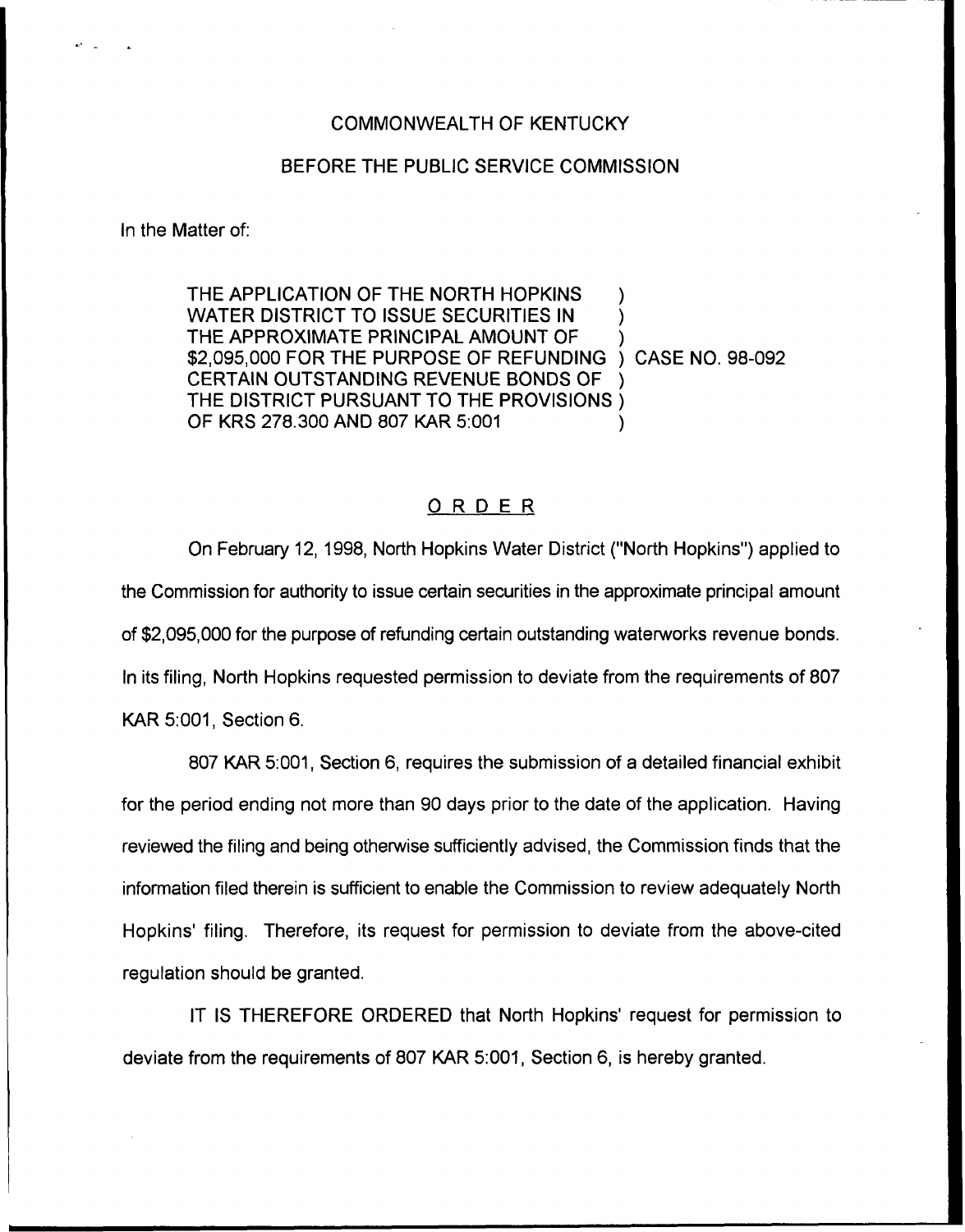COMMONWEALTH OF KENTUCKY

BEFORE THE PUBLIC SERVICE COMMISSION

In the Matter of:

THE APPLICATION OF THE NORTH HOPKINS WATER DISTRICT TO ISSUE SECURITIES IN THE APPROXIMATE PRINCIPAL AMOUNT OF $2,095,000 FOR THE PURPOSE OF REFUNDING CERTAIN OUTSTANDING REVENUE BONDS OF THE DISTRICT PURSUANT TO THE PROVISIONS OF KRS 278.300 AND 807 KAR 5:001 ) CASE NO. 98-092

## ORDER

On February 12, 1998, North Hopkins Water District ("North Hopkins") applied to the Commission for authority to issue certain securities in the approximate principal amount of $2,095,000 for the purpose of refunding certain outstanding waterworks revenue bonds. In its filing, North Hopkins requested permission to deviate from the requirements of 807 KAR 5:001, Section 6.

807 KAR 5:001, Section 6, requires the submission of a detailed financial exhibit for the period ending not more than 90 days prior to the date of the application. Having reviewed the filing and being otherwise sufficiently advised, the Commission finds that the information filed therein is sufficient to enable the Commission to review adequately North Hopkins' filing. Therefore, its request for permission to deviate from the above-cited regulation should be granted.

IT IS THEREFORE ORDERED that North Hopkins' request for permission to deviate from the requirements of 807 KAR 5:001, Section 6, is hereby granted.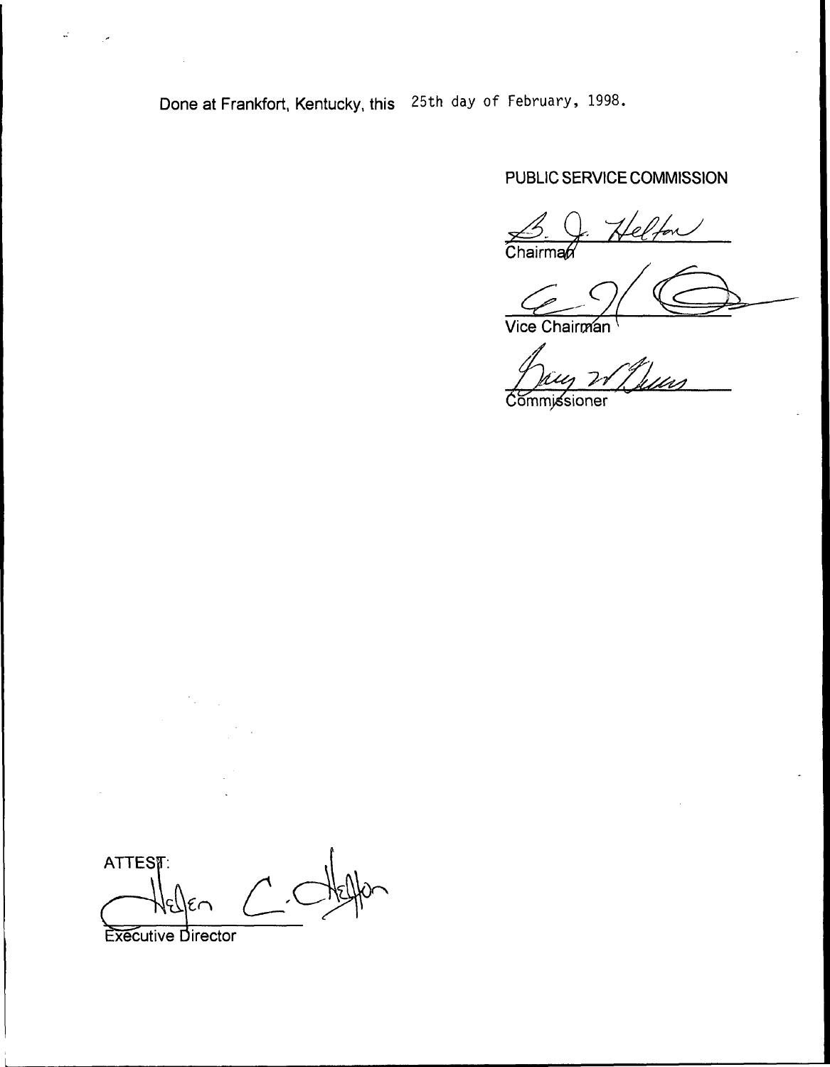Done at Frankfort, Kentucky, this 25th day of February, 1998.

PUBLIC SERVICE COMMISSION

Chairman

Vice Chairman

Commissioner

ATTEST:

Executive Director